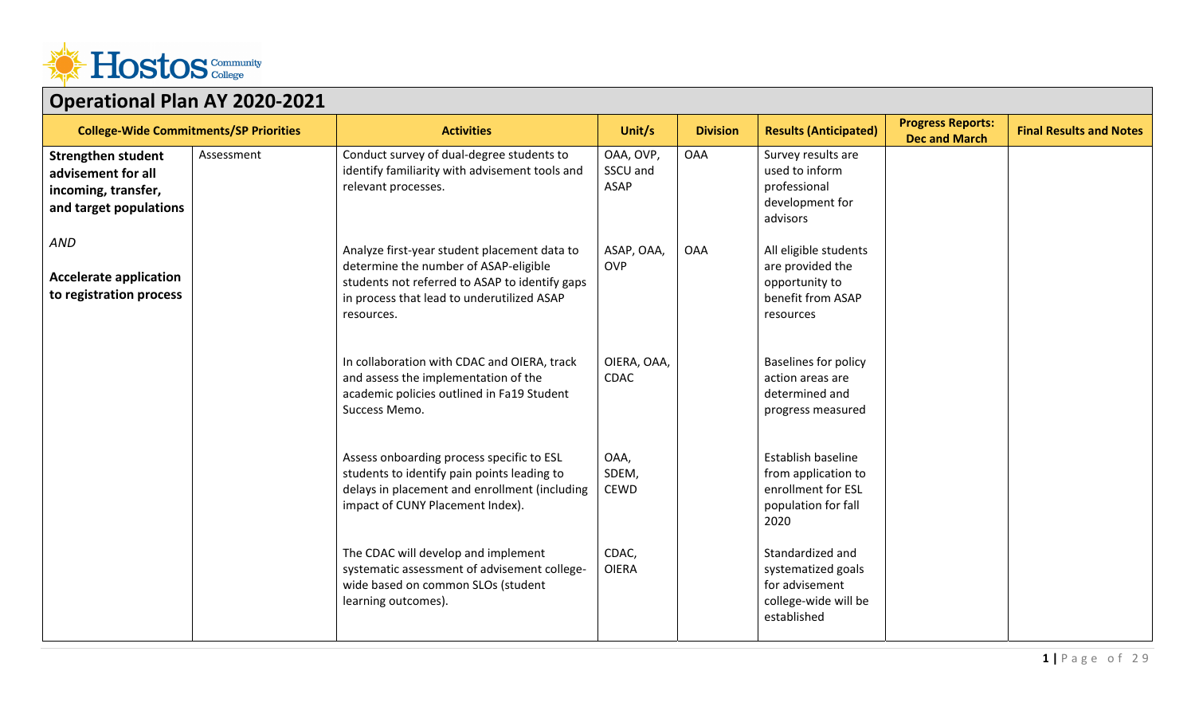Hostos Community College

# Operational Plan AY 2020-2021

| College-Wide Commitments/SP Priorities | | Activities | Unit/s | Division | Results (Anticipated) | Progress Reports: Dec and March | Final Results and Notes |
|---|---|---|---|---|---|---|---|
| **Strengthen student advisement for all incoming, transfer, and target populations** *AND* **Accelerate application to registration process** | Assessment | Conduct survey of dual-degree students to identify familiarity with advisement tools and relevant processes. | OAA, OVP, SSCU and ASAP | OAA | Survey results are used to inform professional development for advisors | | |
| | | Analyze first-year student placement data to determine the number of ASAP-eligible students not referred to ASAP to identify gaps in process that lead to underutilized ASAP resources. | ASAP, OAA, OVP | OAA | All eligible students are provided the opportunity to benefit from ASAP resources | | |
| | | In collaboration with CDAC and OIERA, track and assess the implementation of the academic policies outlined in Fa19 Student Success Memo. | OIERA, OAA, CDAC | | Baselines for policy action areas are determined and progress measured | | |
| | | Assess onboarding process specific to ESL students to identify pain points leading to delays in placement and enrollment (including impact of CUNY Placement Index). | OAA, SDEM, CEWD | | Establish baseline from application to enrollment for ESL population for fall 2020 | | |
| | | The CDAC will develop and implement systematic assessment of advisement college-wide based on common SLOs (student learning outcomes). | CDAC, OIERA | | Standardized and systematized goals for advisement college-wide will be established | | |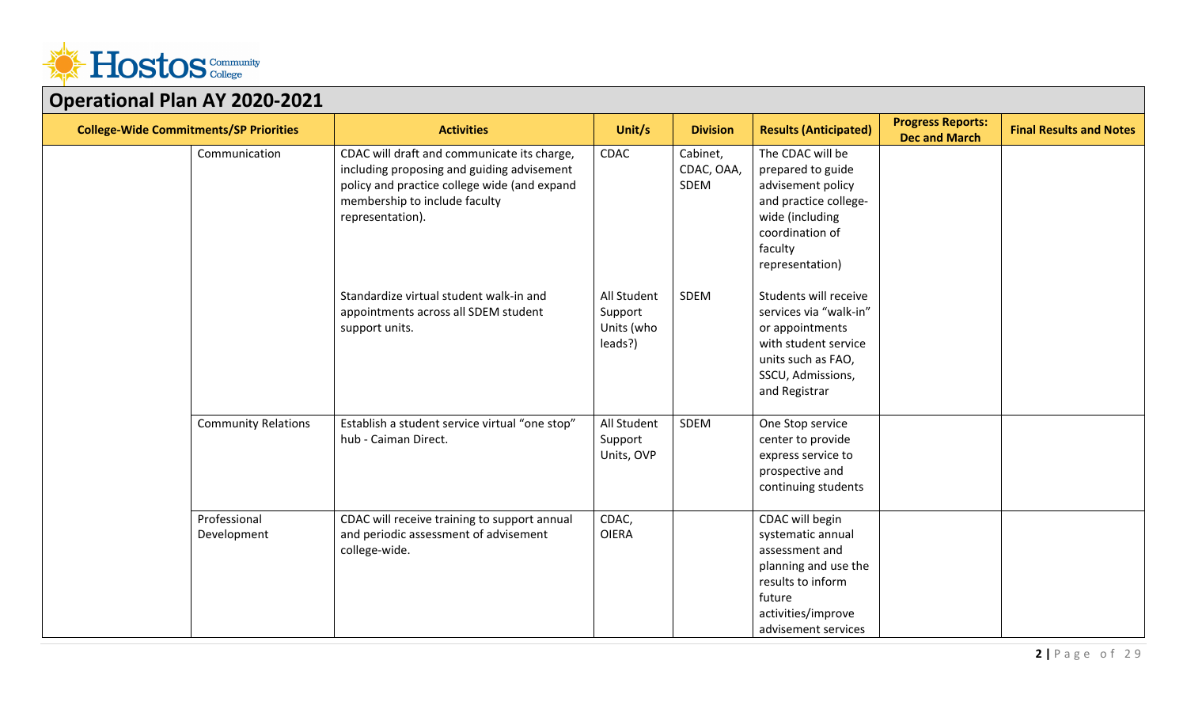## Operational Plan AY 2020-2021

| College-Wide Commitments/SP Priorities | | Activities | Unit/s | Division | Results (Anticipated) | Progress Reports: Dec and March | Final Results and Notes |
|---|---|---|---|---|---|---|---|
| | Communication | CDAC will draft and communicate its charge, including proposing and guiding advisement policy and practice college wide (and expand membership to include faculty representation). | CDAC | Cabinet, CDAC, OAA, SDEM | The CDAC will be prepared to guide advisement policy and practice college-wide (including coordination of faculty representation) | | |
| | | Standardize virtual student walk-in and appointments across all SDEM student support units. | All Student Support Units (who leads?) | SDEM | Students will receive services via "walk-in" or appointments with student service units such as FAO, SSCU, Admissions, and Registrar | | |
| | Community Relations | Establish a student service virtual "one stop" hub - Caiman Direct. | All Student Support Units, OVP | SDEM | One Stop service center to provide express service to prospective and continuing students | | |
| | Professional Development | CDAC will receive training to support annual and periodic assessment of advisement college-wide. | CDAC, OIERA | | CDAC will begin systematic annual assessment and planning and use the results to inform future activities/improve advisement services | | |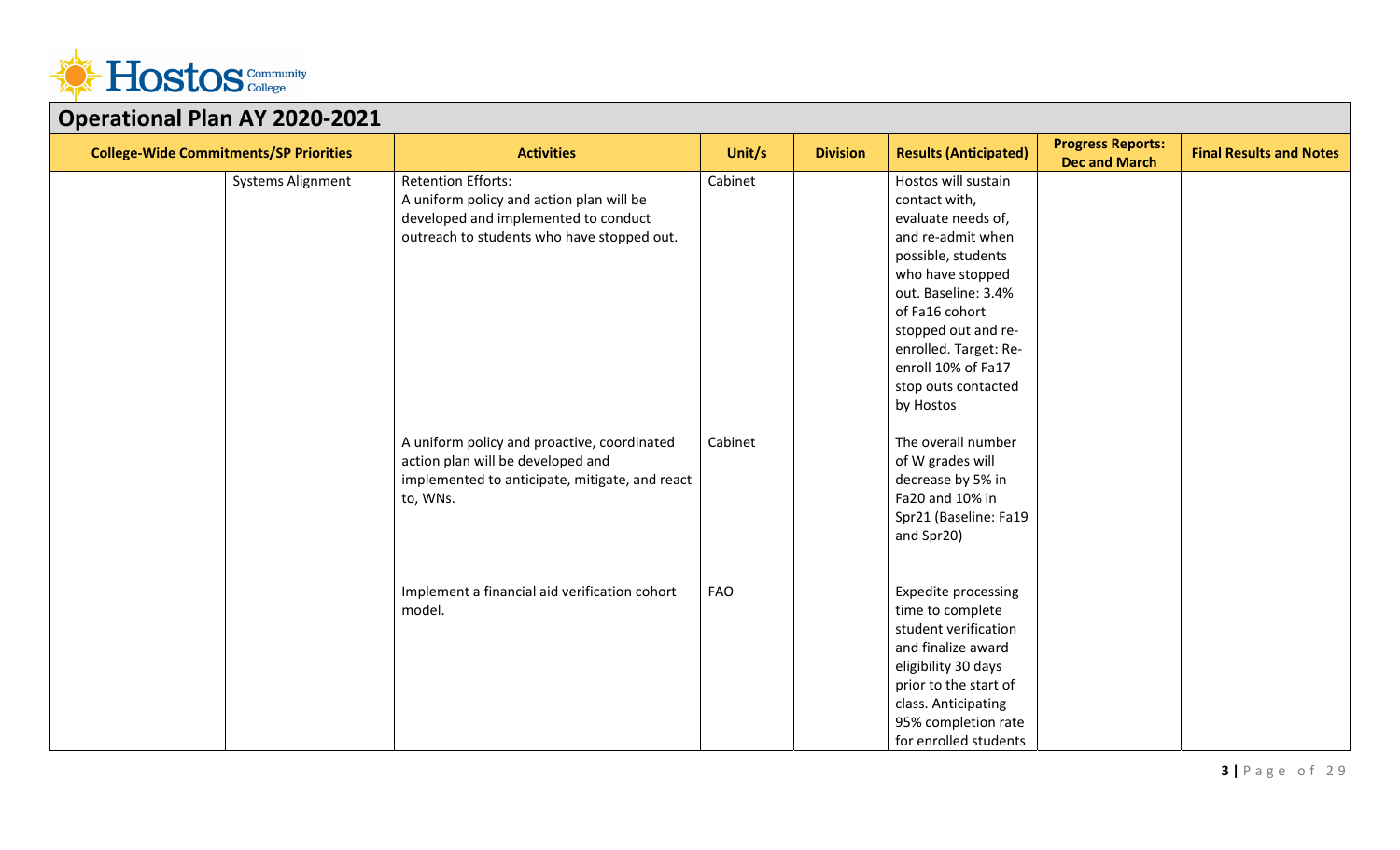## Operational Plan AY 2020-2021

| College-Wide Commitments/SP Priorities | | Activities | Unit/s | Division | Results (Anticipated) | Progress Reports: Dec and March | Final Results and Notes |
|---|---|---|---|---|---|---|---|
| | Systems Alignment | Retention Efforts: A uniform policy and action plan will be developed and implemented to conduct outreach to students who have stopped out. | Cabinet | | Hostos will sustain contact with, evaluate needs of, and re-admit when possible, students who have stopped out. Baseline: 3.4% of Fa16 cohort stopped out and re-enrolled. Target: Re-enroll 10% of Fa17 stop outs contacted by Hostos | | |
| | | A uniform policy and proactive, coordinated action plan will be developed and implemented to anticipate, mitigate, and react to, WNs. | Cabinet | | The overall number of W grades will decrease by 5% in Fa20 and 10% in Spr21 (Baseline: Fa19 and Spr20) | | |
| | | Implement a financial aid verification cohort model. | FAO | | Expedite processing time to complete student verification and finalize award eligibility 30 days prior to the start of class. Anticipating 95% completion rate for enrolled students | | |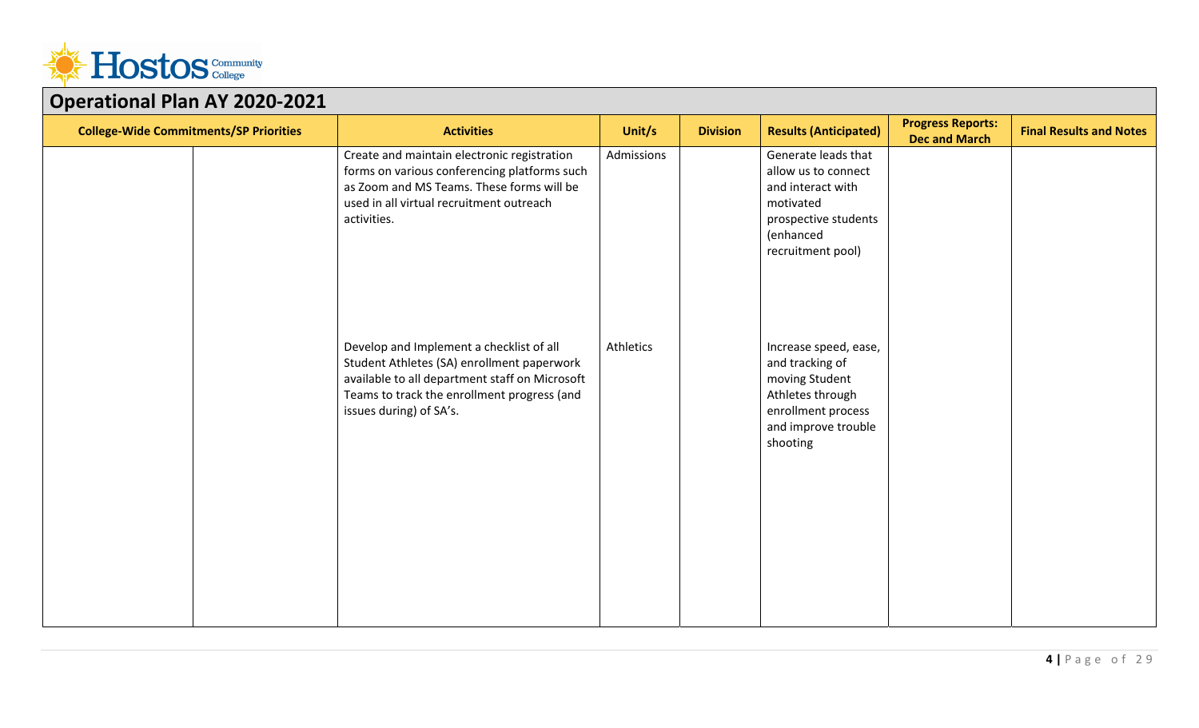## Operational Plan AY 2020-2021

| College-Wide Commitments/SP Priorities | | Activities | Unit/s | Division | Results (Anticipated) | Progress Reports: Dec and March | Final Results and Notes |
|---|---|---|---|---|---|---|---|
| | | Create and maintain electronic registration forms on various conferencing platforms such as Zoom and MS Teams. These forms will be used in all virtual recruitment outreach activities. | Admissions | | Generate leads that allow us to connect and interact with motivated prospective students (enhanced recruitment pool) | | |
| | | Develop and Implement a checklist of all Student Athletes (SA) enrollment paperwork available to all department staff on Microsoft Teams to track the enrollment progress (and issues during) of SA's. | Athletics | | Increase speed, ease, and tracking of moving Student Athletes through enrollment process and improve trouble shooting | | |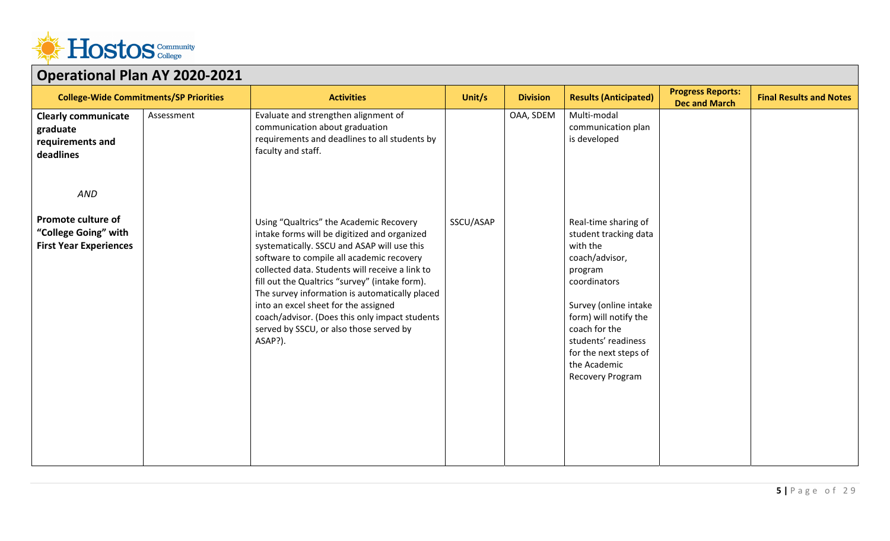## Operational Plan AY 2020-2021

| College-Wide Commitments/SP Priorities | | Activities | Unit/s | Division | Results (Anticipated) | Progress Reports: Dec and March | Final Results and Notes |
|---|---|---|---|---|---|---|---|
| **Clearly communicate graduate requirements and deadlines** *AND* **Promote culture of "College Going" with First Year Experiences** | Assessment | Evaluate and strengthen alignment of communication about graduation requirements and deadlines to all students by faculty and staff. | | OAA, SDEM | Multi-modal communication plan is developed | | |
| | | Using "Qualtrics" the Academic Recovery intake forms will be digitized and organized systematically. SSCU and ASAP will use this software to compile all academic recovery collected data. Students will receive a link to fill out the Qualtrics "survey" (intake form). The survey information is automatically placed into an excel sheet for the assigned coach/advisor. (Does this only impact students served by SSCU, or also those served by ASAP?). | SSCU/ASAP | | Real-time sharing of student tracking data with the coach/advisor, program coordinators<br><br>Survey (online intake form) will notify the coach for the students' readiness for the next steps of the Academic Recovery Program | | |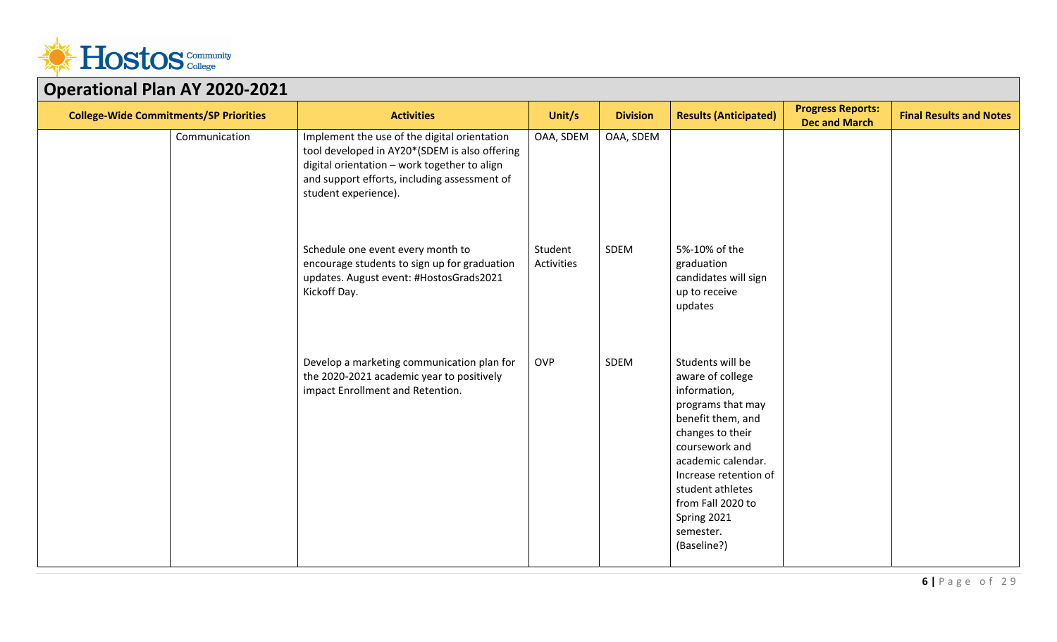## Operational Plan AY 2020-2021

| College-Wide Commitments/SP Priorities | | Activities | Unit/s | Division | Results (Anticipated) | Progress Reports: Dec and March | Final Results and Notes |
|---|---|---|---|---|---|---|---|
| | Communication | Implement the use of the digital orientation tool developed in AY20*(SDEM is also offering digital orientation – work together to align and support efforts, including assessment of student experience). | OAA, SDEM | OAA, SDEM | | | |
| | | Schedule one event every month to encourage students to sign up for graduation updates. August event: #HostosGrads2021 Kickoff Day. | Student Activities | SDEM | 5%-10% of the graduation candidates will sign up to receive updates | | |
| | | Develop a marketing communication plan for the 2020-2021 academic year to positively impact Enrollment and Retention. | OVP | SDEM | Students will be aware of college information, programs that may benefit them, and changes to their coursework and academic calendar. Increase retention of student athletes from Fall 2020 to Spring 2021 semester. (Baseline?) | | |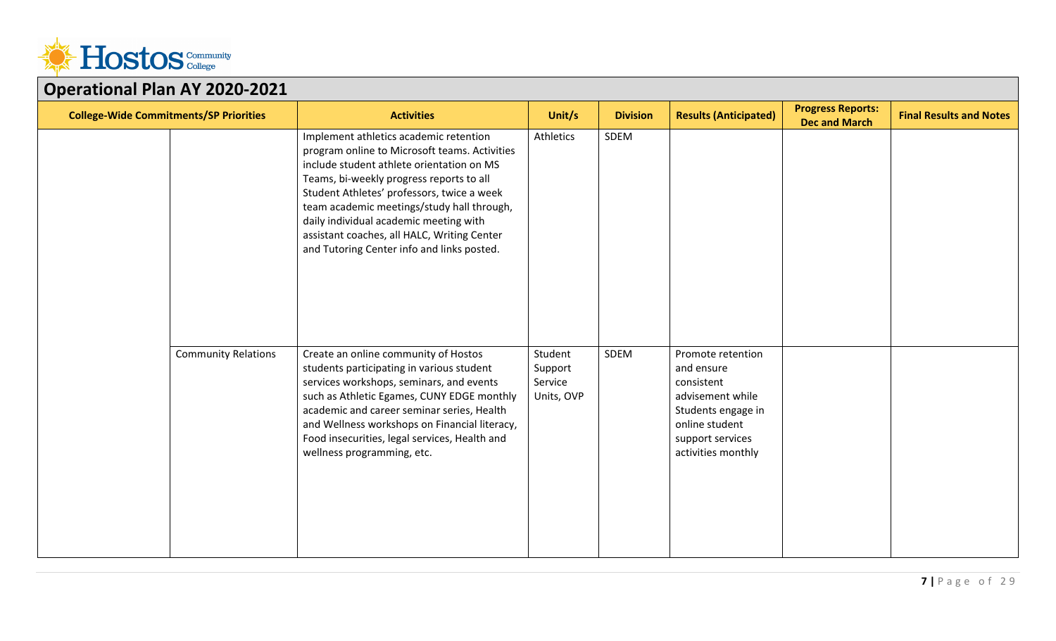## Operational Plan AY 2020-2021

| College-Wide Commitments/SP Priorities | | Activities | Unit/s | Division | Results (Anticipated) | Progress Reports: Dec and March | Final Results and Notes |
|---|---|---|---|---|---|---|---|
| | | Implement athletics academic retention program online to Microsoft teams. Activities include student athlete orientation on MS Teams, bi-weekly progress reports to all Student Athletes' professors, twice a week team academic meetings/study hall through, daily individual academic meeting with assistant coaches, all HALC, Writing Center and Tutoring Center info and links posted. | Athletics | SDEM | | | |
| | Community Relations | Create an online community of Hostos students participating in various student services workshops, seminars, and events such as Athletic Egames, CUNY EDGE monthly academic and career seminar series, Health and Wellness workshops on Financial literacy, Food insecurities, legal services, Health and wellness programming, etc. | Student Support Service Units, OVP | SDEM | Promote retention and ensure consistent advisement while Students engage in online student support services activities monthly | | |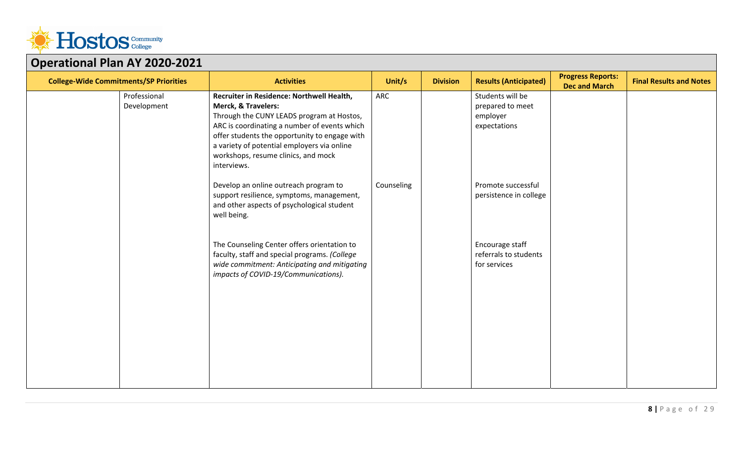## Operational Plan AY 2020-2021

| College-Wide Commitments/SP Priorities | | Activities | Unit/s | Division | Results (Anticipated) | Progress Reports: Dec and March | Final Results and Notes |
|---|---|---|---|---|---|---|---|
| | Professional Development | **Recruiter in Residence: Northwell Health, Merck, & Travelers:** Through the CUNY LEADS program at Hostos, ARC is coordinating a number of events which offer students the opportunity to engage with a variety of potential employers via online workshops, resume clinics, and mock interviews. | ARC | | Students will be prepared to meet employer expectations | | |
| | | Develop an online outreach program to support resilience, symptoms, management, and other aspects of psychological student well being. | Counseling | | Promote successful persistence in college | | |
| | | The Counseling Center offers orientation to faculty, staff and special programs. *(College wide commitment: Anticipating and mitigating impacts of COVID-19/Communications).* | | | Encourage staff referrals to students for services | | |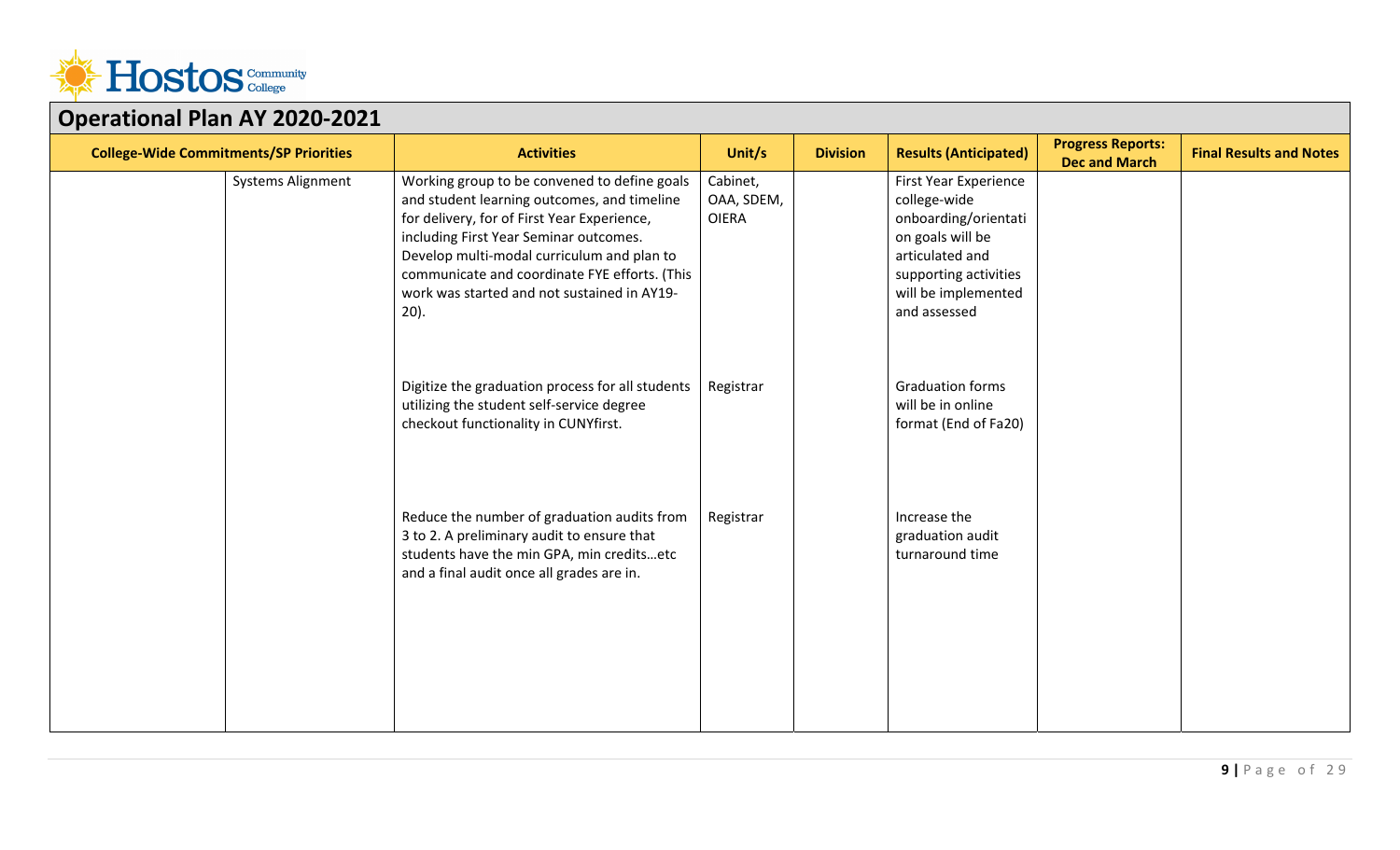## Operational Plan AY 2020-2021

| College-Wide Commitments/SP Priorities | | Activities | Unit/s | Division | Results (Anticipated) | Progress Reports: Dec and March | Final Results and Notes |
|---|---|---|---|---|---|---|---|
| | Systems Alignment | Working group to be convened to define goals and student learning outcomes, and timeline for delivery, for of First Year Experience, including First Year Seminar outcomes. Develop multi-modal curriculum and plan to communicate and coordinate FYE efforts. (This work was started and not sustained in AY19-20). | Cabinet, OAA, SDEM, OIERA | | First Year Experience college-wide onboarding/orientation goals will be articulated and supporting activities will be implemented and assessed | | |
| | | Digitize the graduation process for all students utilizing the student self-service degree checkout functionality in CUNYfirst. | Registrar | | Graduation forms will be in online format (End of Fa20) | | |
| | | Reduce the number of graduation audits from 3 to 2. A preliminary audit to ensure that students have the min GPA, min credits…etc and a final audit once all grades are in. | Registrar | | Increase the graduation audit turnaround time | | |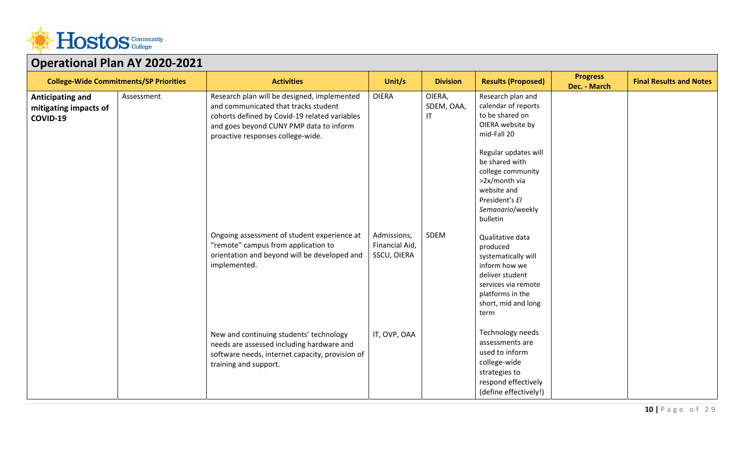## Operational Plan AY 2020-2021

| College-Wide Commitments/SP Priorities | | Activities | Unit/s | Division | Results (Proposed) | Progress Dec. - March | Final Results and Notes |
|---|---|---|---|---|---|---|---|
| **Anticipating and mitigating impacts of COVID-19** | Assessment | Research plan will be designed, implemented and communicated that tracks student cohorts defined by Covid-19 related variables and goes beyond CUNY PMP data to inform proactive responses college-wide. | OIERA | OIERA, SDEM, OAA, IT | Research plan and calendar of reports to be shared on OIERA website by mid-Fall 20<br><br>Regular updates will be shared with college community >2x/month via website and President's *El Semanario*/weekly bulletin | | |
| | | Ongoing assessment of student experience at "remote" campus from application to orientation and beyond will be developed and implemented. | Admissions, Financial Aid, SSCU, OIERA | SDEM | Qualitative data produced systematically will inform how we deliver student services via remote platforms in the short, mid and long term | | |
| | | New and continuing students' technology needs are assessed including hardware and software needs, internet capacity, provision of training and support. | IT, OVP, OAA | | Technology needs assessments are used to inform college-wide strategies to respond effectively (define effectively!) | | |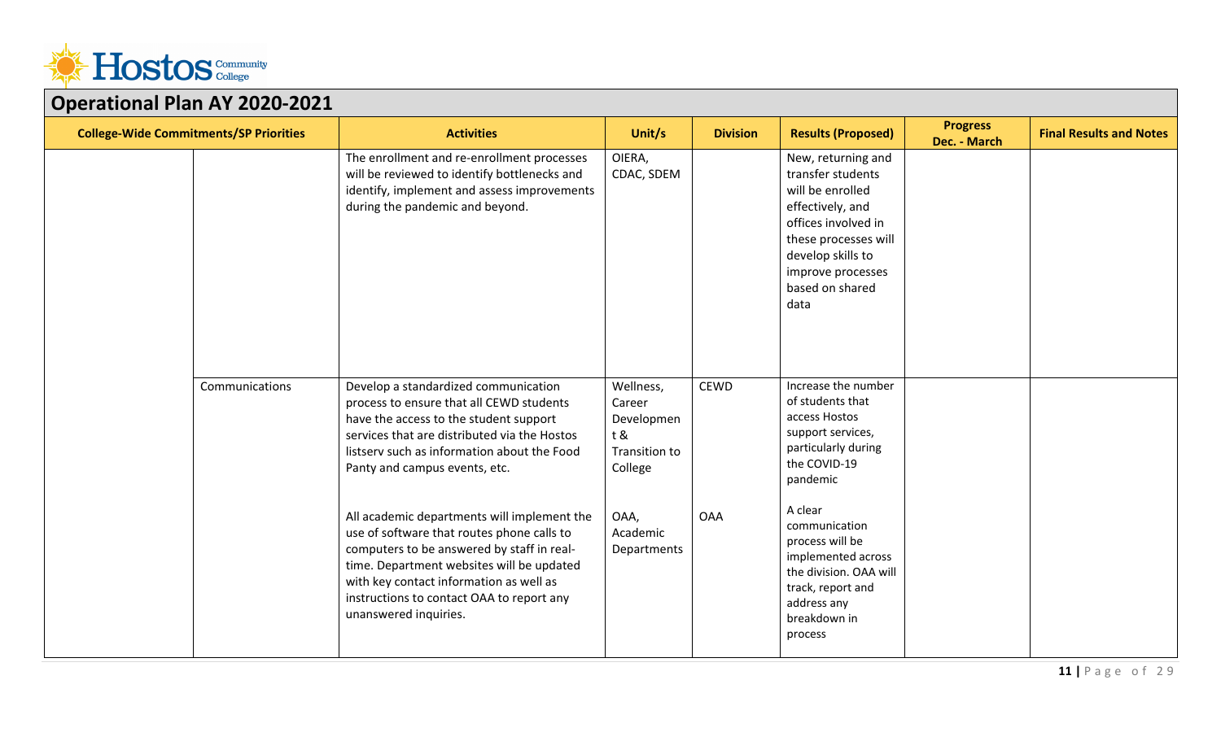## Operational Plan AY 2020-2021

| College-Wide Commitments/SP Priorities | | Activities | Unit/s | Division | Results (Proposed) | Progress Dec. - March | Final Results and Notes |
|---|---|---|---|---|---|---|---|
| | | The enrollment and re-enrollment processes will be reviewed to identify bottlenecks and identify, implement and assess improvements during the pandemic and beyond. | OIERA, CDAC, SDEM | | New, returning and transfer students will be enrolled effectively, and offices involved in these processes will develop skills to improve processes based on shared data | | |
| | Communications | Develop a standardized communication process to ensure that all CEWD students have the access to the student support services that are distributed via the Hostos listserv such as information about the Food Panty and campus events, etc. | Wellness, Career Development & Transition to College | CEWD | Increase the number of students that access Hostos support services, particularly during the COVID-19 pandemic | | |
| | | All academic departments will implement the use of software that routes phone calls to computers to be answered by staff in real-time. Department websites will be updated with key contact information as well as instructions to contact OAA to report any unanswered inquiries. | OAA, Academic Departments | OAA | A clear communication process will be implemented across the division. OAA will track, report and address any breakdown in process | | |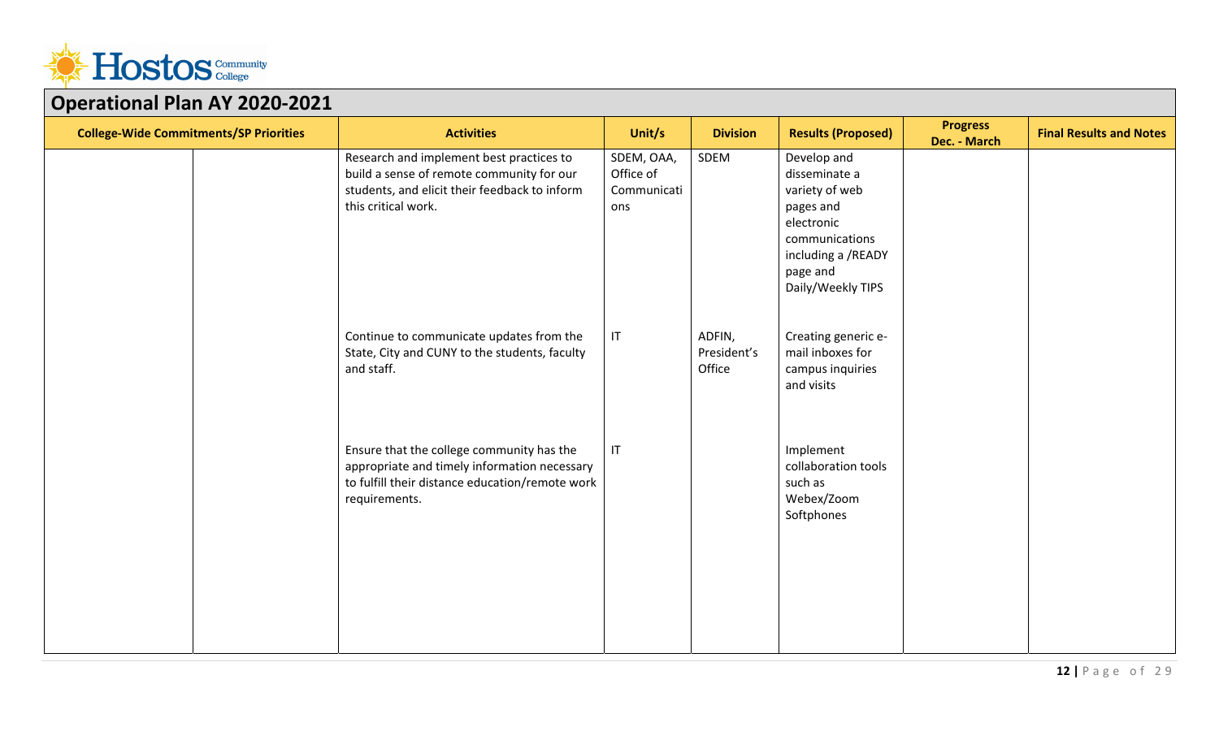## Operational Plan AY 2020-2021

| College-Wide Commitments/SP Priorities | | Activities | Unit/s | Division | Results (Proposed) | Progress Dec. - March | Final Results and Notes |
|---|---|---|---|---|---|---|---|
| | | Research and implement best practices to build a sense of remote community for our students, and elicit their feedback to inform this critical work. | SDEM, OAA, Office of Communications | SDEM | Develop and disseminate a variety of web pages and electronic communications including a /READY page and Daily/Weekly TIPS | | |
| | | Continue to communicate updates from the State, City and CUNY to the students, faculty and staff. | IT | ADFIN, President's Office | Creating generic e-mail inboxes for campus inquiries and visits | | |
| | | Ensure that the college community has the appropriate and timely information necessary to fulfill their distance education/remote work requirements. | IT | | Implement collaboration tools such as Webex/Zoom Softphones | | |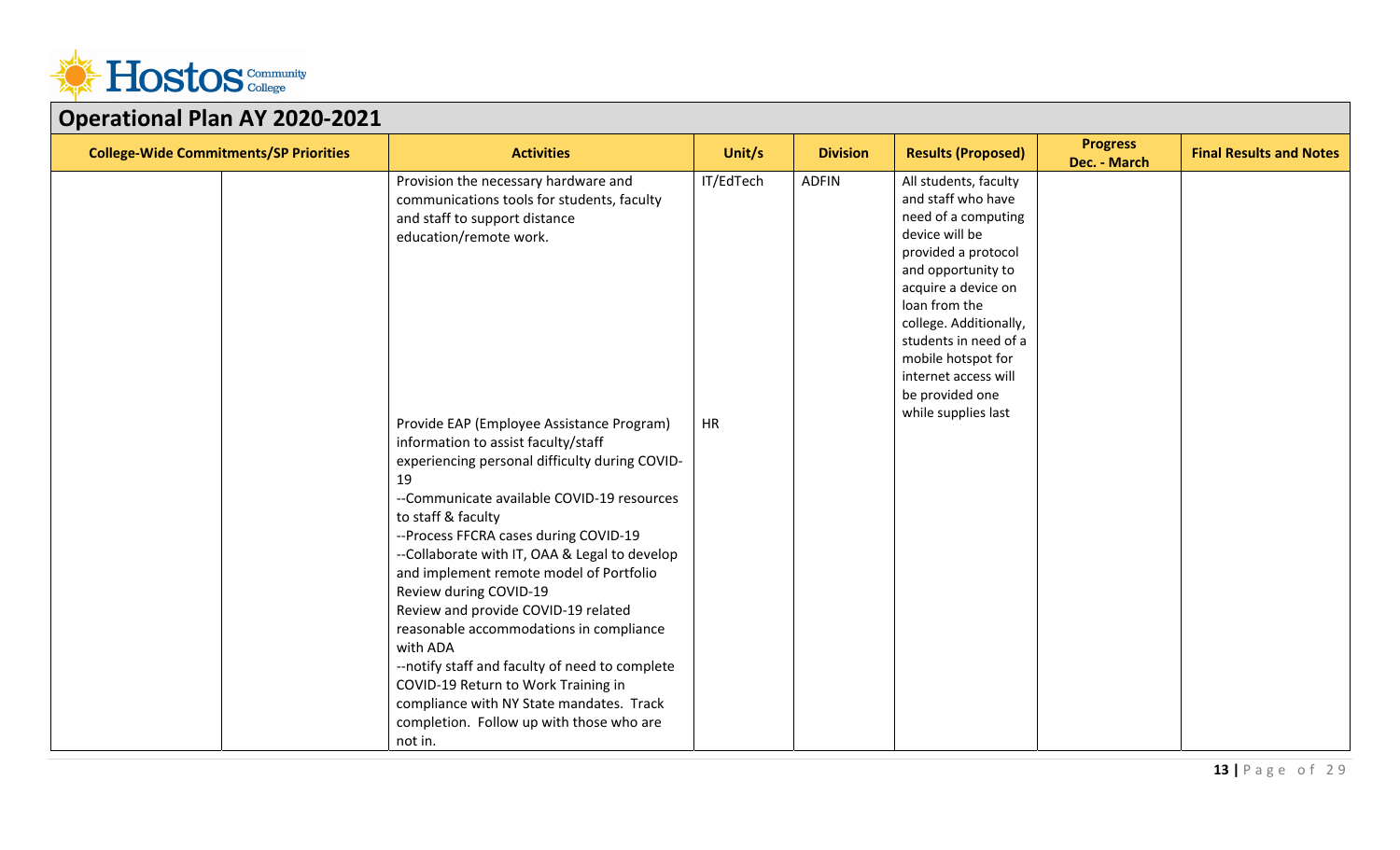## Operational Plan AY 2020-2021

| College-Wide Commitments/SP Priorities | | Activities | Unit/s | Division | Results (Proposed) | Progress Dec. - March | Final Results and Notes |
|---|---|---|---|---|---|---|---|
| | | Provision the necessary hardware and communications tools for students, faculty and staff to support distance education/remote work. | IT/EdTech | ADFIN | All students, faculty and staff who have need of a computing device will be provided a protocol and opportunity to acquire a device on loan from the college. Additionally, students in need of a mobile hotspot for internet access will be provided one while supplies last | | |
| | | Provide EAP (Employee Assistance Program) information to assist faculty/staff experiencing personal difficulty during COVID-19<br>--Communicate available COVID-19 resources to staff & faculty<br>--Process FFCRA cases during COVID-19<br>--Collaborate with IT, OAA & Legal to develop and implement remote model of Portfolio Review during COVID-19<br>Review and provide COVID-19 related reasonable accommodations in compliance with ADA<br>--notify staff and faculty of need to complete COVID-19 Return to Work Training in compliance with NY State mandates. Track completion. Follow up with those who are not in. | HR | | | | |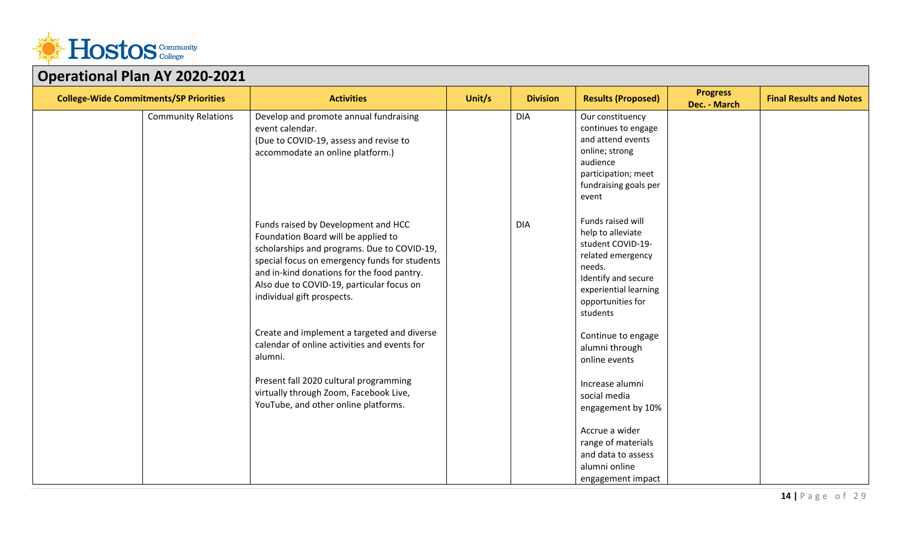## Operational Plan AY 2020-2021

| College-Wide Commitments/SP Priorities | | Activities | Unit/s | Division | Results (Proposed) | Progress Dec. - March | Final Results and Notes |
|---|---|---|---|---|---|---|---|
| | Community Relations | Develop and promote annual fundraising event calendar. (Due to COVID-19, assess and revise to accommodate an online platform.) | | DIA | Our constituency continues to engage and attend events online; strong audience participation; meet fundraising goals per event | | |
| | | Funds raised by Development and HCC Foundation Board will be applied to scholarships and programs. Due to COVID-19, special focus on emergency funds for students and in-kind donations for the food pantry. Also due to COVID-19, particular focus on individual gift prospects. | | DIA | Funds raised will help to alleviate student COVID-19-related emergency needs. Identify and secure experiential learning opportunities for students | | |
| | | Create and implement a targeted and diverse calendar of online activities and events for alumni. | | | Continue to engage alumni through online events | | |
| | | Present fall 2020 cultural programming virtually through Zoom, Facebook Live, YouTube, and other online platforms. | | | Increase alumni social media engagement by 10% | | |
| | | | | | Accrue a wider range of materials and data to assess alumni online engagement impact | | |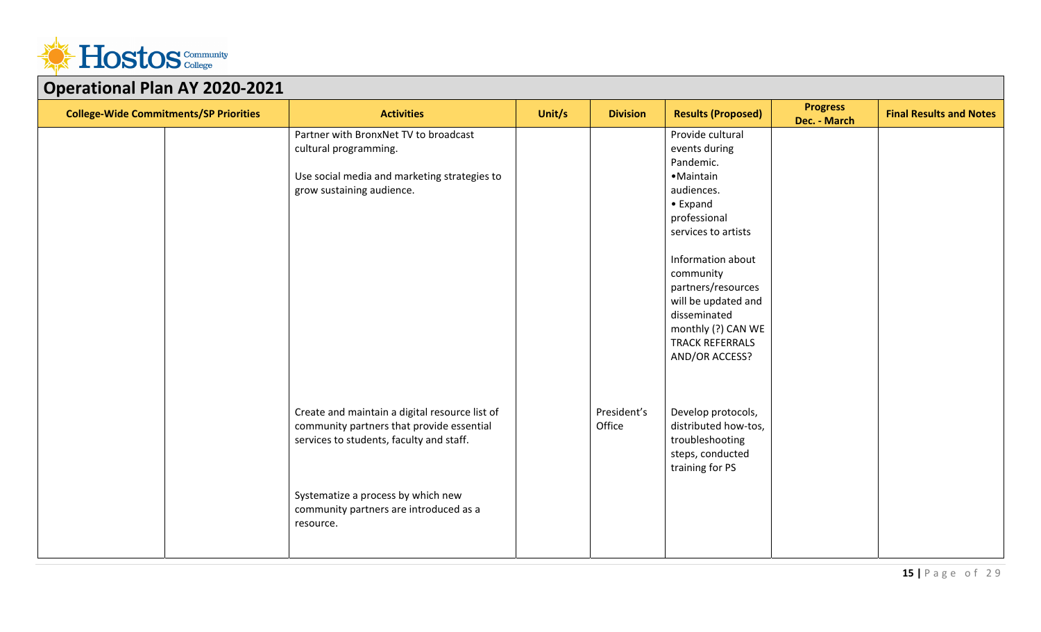## Operational Plan AY 2020-2021

| College-Wide Commitments/SP Priorities | | Activities | Unit/s | Division | Results (Proposed) | Progress Dec. - March | Final Results and Notes |
|---|---|---|---|---|---|---|---|
| | | Partner with BronxNet TV to broadcast cultural programming.<br><br>Use social media and marketing strategies to grow sustaining audience. | | | Provide cultural events during Pandemic.<br>•Maintain audiences.<br>• Expand professional services to artists<br><br>Information about community partners/resources will be updated and disseminated monthly (?) CAN WE TRACK REFERRALS AND/OR ACCESS? | | |
| | | Create and maintain a digital resource list of community partners that provide essential services to students, faculty and staff.<br><br>Systematize a process by which new community partners are introduced as a resource. | | President's Office | Develop protocols, distributed how-tos, troubleshooting steps, conducted training for PS | | |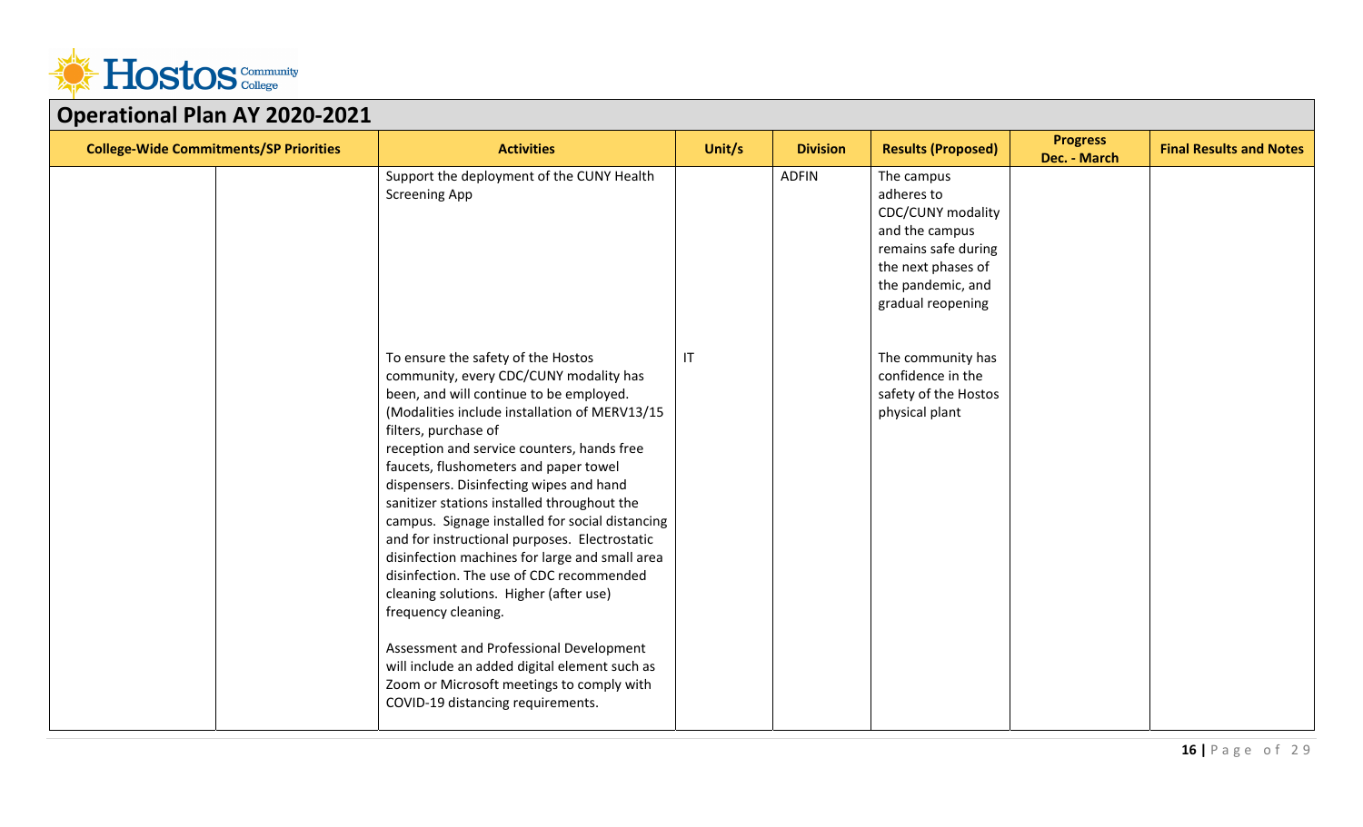## Operational Plan AY 2020-2021

| College-Wide Commitments/SP Priorities | | Activities | Unit/s | Division | Results (Proposed) | Progress Dec. - March | Final Results and Notes |
|---|---|---|---|---|---|---|---|
| | | Support the deployment of the CUNY Health Screening App | | ADFIN | The campus adheres to CDC/CUNY modality and the campus remains safe during the next phases of the pandemic, and gradual reopening | | |
| | | To ensure the safety of the Hostos community, every CDC/CUNY modality has been, and will continue to be employed. (Modalities include installation of MERV13/15 filters, purchase of reception and service counters, hands free faucets, flushometers and paper towel dispensers. Disinfecting wipes and hand sanitizer stations installed throughout the campus. Signage installed for social distancing and for instructional purposes. Electrostatic disinfection machines for large and small area disinfection. The use of CDC recommended cleaning solutions. Higher (after use) frequency cleaning.<br><br>Assessment and Professional Development will include an added digital element such as Zoom or Microsoft meetings to comply with COVID-19 distancing requirements. | IT | | The community has confidence in the safety of the Hostos physical plant | | |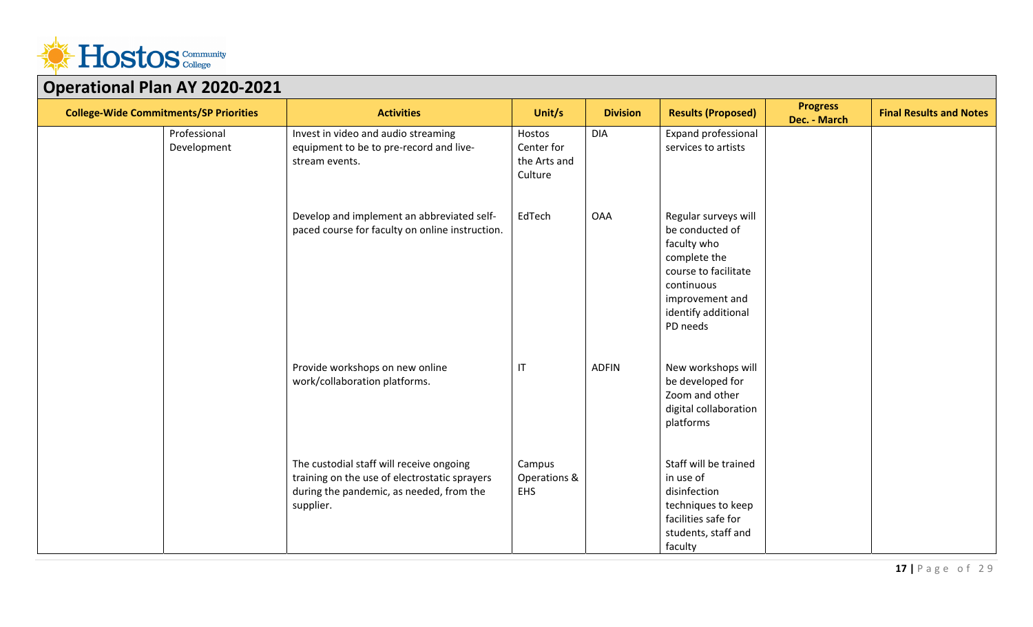## Operational Plan AY 2020-2021

| College-Wide Commitments/SP Priorities | | Activities | Unit/s | Division | Results (Proposed) | Progress Dec. - March | Final Results and Notes |
|---|---|---|---|---|---|---|---|
| | Professional Development | Invest in video and audio streaming equipment to be to pre-record and live-stream events. | Hostos Center for the Arts and Culture | DIA | Expand professional services to artists | | |
| | | Develop and implement an abbreviated self-paced course for faculty on online instruction. | EdTech | OAA | Regular surveys will be conducted of faculty who complete the course to facilitate continuous improvement and identify additional PD needs | | |
| | | Provide workshops on new online work/collaboration platforms. | IT | ADFIN | New workshops will be developed for Zoom and other digital collaboration platforms | | |
| | | The custodial staff will receive ongoing training on the use of electrostatic sprayers during the pandemic, as needed, from the supplier. | Campus Operations & EHS | | Staff will be trained in use of disinfection techniques to keep facilities safe for students, staff and faculty | | |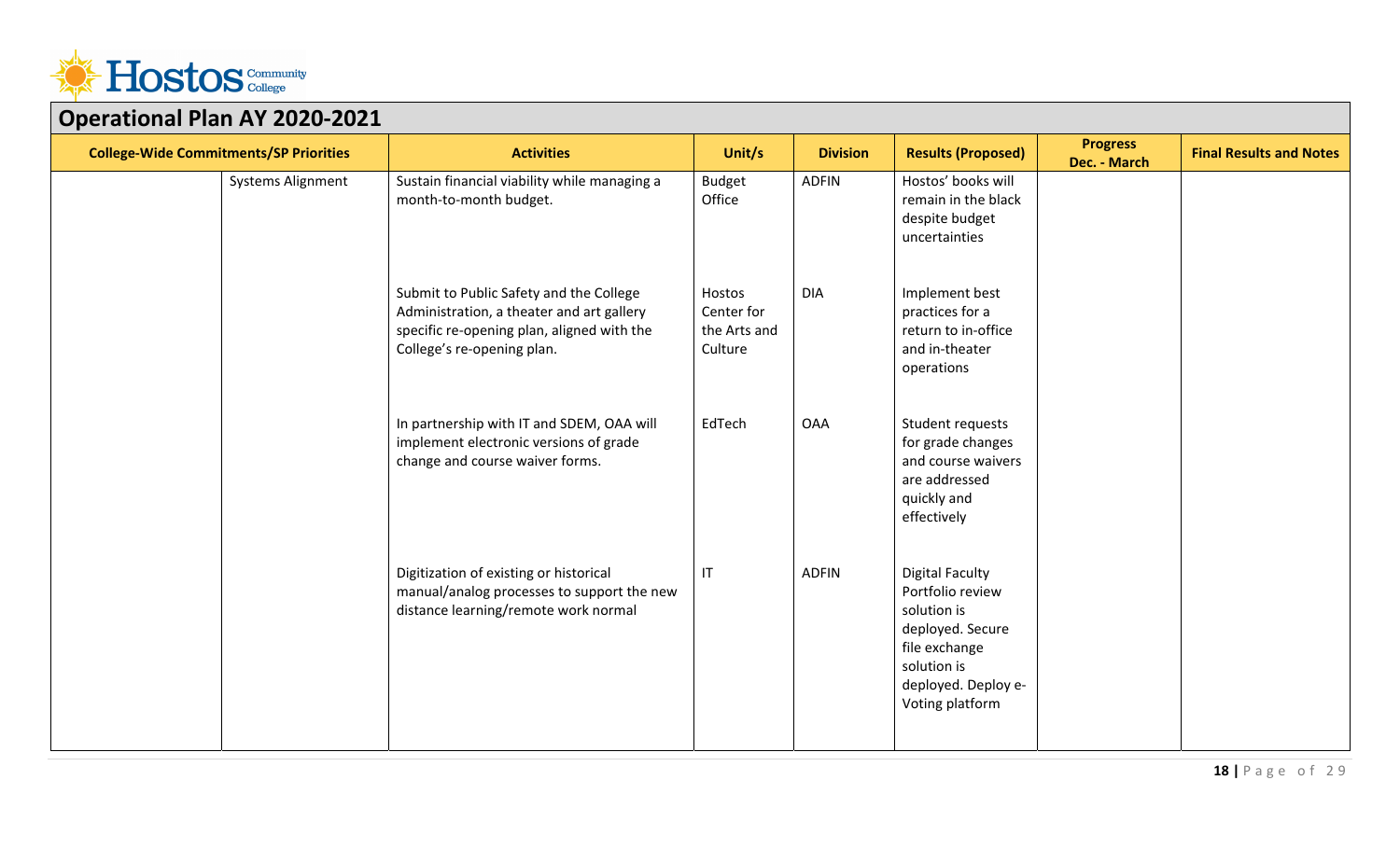## Operational Plan AY 2020-2021

| College-Wide Commitments/SP Priorities | | Activities | Unit/s | Division | Results (Proposed) | Progress Dec. - March | Final Results and Notes |
|---|---|---|---|---|---|---|---|
| | Systems Alignment | Sustain financial viability while managing a month-to-month budget. | Budget Office | ADFIN | Hostos' books will remain in the black despite budget uncertainties | | |
| | | Submit to Public Safety and the College Administration, a theater and art gallery specific re-opening plan, aligned with the College's re-opening plan. | Hostos Center for the Arts and Culture | DIA | Implement best practices for a return to in-office and in-theater operations | | |
| | | In partnership with IT and SDEM, OAA will implement electronic versions of grade change and course waiver forms. | EdTech | OAA | Student requests for grade changes and course waivers are addressed quickly and effectively | | |
| | | Digitization of existing or historical manual/analog processes to support the new distance learning/remote work normal | IT | ADFIN | Digital Faculty Portfolio review solution is deployed. Secure file exchange solution is deployed. Deploy e-Voting platform | | |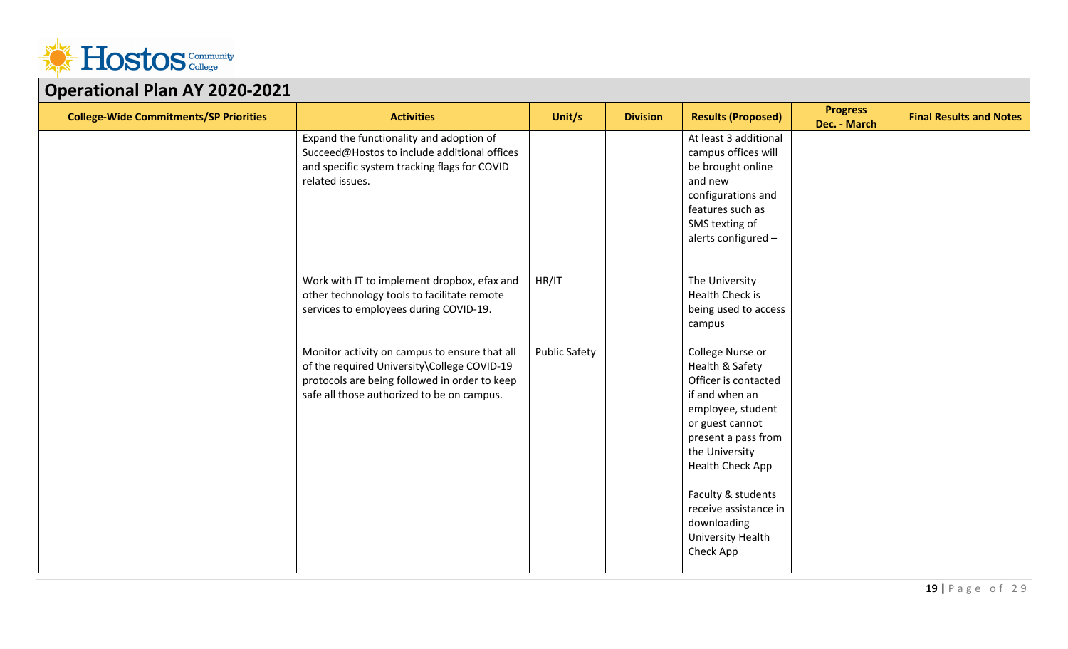## Operational Plan AY 2020-2021

| College-Wide Commitments/SP Priorities | | Activities | Unit/s | Division | Results (Proposed) | Progress Dec. - March | Final Results and Notes |
|---|---|---|---|---|---|---|---|
| | | Expand the functionality and adoption of Succeed@Hostos to include additional offices and specific system tracking flags for COVID related issues. | | | At least 3 additional campus offices will be brought online and new configurations and features such as SMS texting of alerts configured – | | |
| | | Work with IT to implement dropbox, efax and other technology tools to facilitate remote services to employees during COVID-19. | HR/IT | | The University Health Check is being used to access campus | | |
| | | Monitor activity on campus to ensure that all of the required University\College COVID-19 protocols are being followed in order to keep safe all those authorized to be on campus. | Public Safety | | College Nurse or Health & Safety Officer is contacted if and when an employee, student or guest cannot present a pass from the University Health Check App<br><br>Faculty & students receive assistance in downloading University Health Check App | | |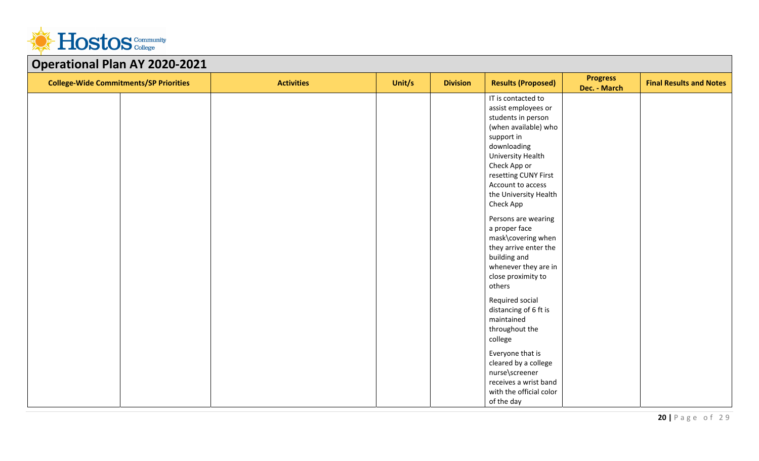## Operational Plan AY 2020-2021

| College-Wide Commitments/SP Priorities | | Activities | Unit/s | Division | Results (Proposed) | Progress Dec. - March | Final Results and Notes |
|---|---|---|---|---|---|---|---|
| | | | | | IT is contacted to assist employees or students in person (when available) who support in downloading University Health Check App or resetting CUNY First Account to access the University Health Check App<br><br>Persons are wearing a proper face mask\covering when they arrive enter the building and whenever they are in close proximity to others<br><br>Required social distancing of 6 ft is maintained throughout the college<br><br>Everyone that is cleared by a college nurse\screener receives a wrist band with the official color of the day | | |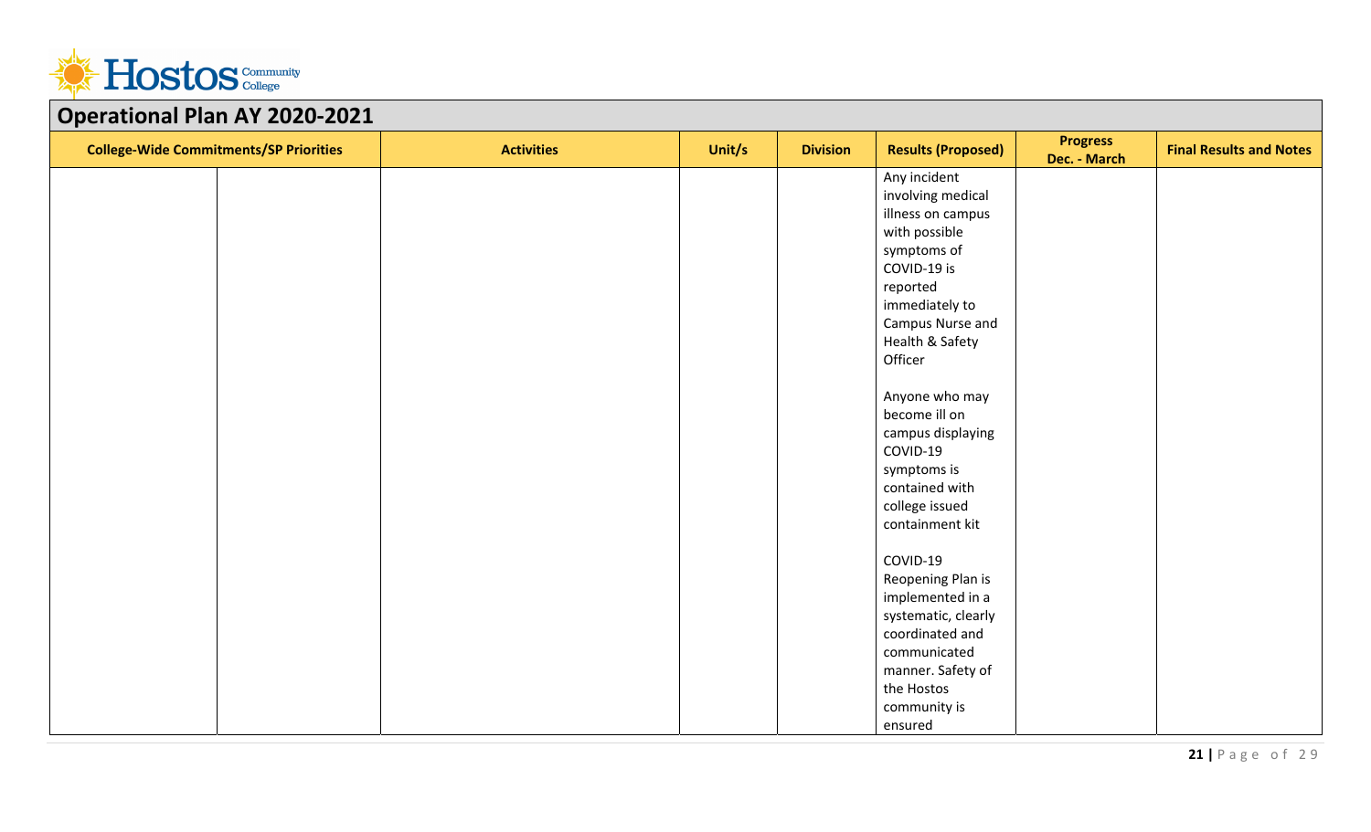## Operational Plan AY 2020-2021

| College-Wide Commitments/SP Priorities | | Activities | Unit/s | Division | Results (Proposed) | Progress Dec. - March | Final Results and Notes |
|---|---|---|---|---|---|---|---|
| | | | | | Any incident involving medical illness on campus with possible symptoms of COVID-19 is reported immediately to Campus Nurse and Health & Safety Officer<br><br>Anyone who may become ill on campus displaying COVID-19 symptoms is contained with college issued containment kit<br><br>COVID-19 Reopening Plan is implemented in a systematic, clearly coordinated and communicated manner. Safety of the Hostos community is ensured | | |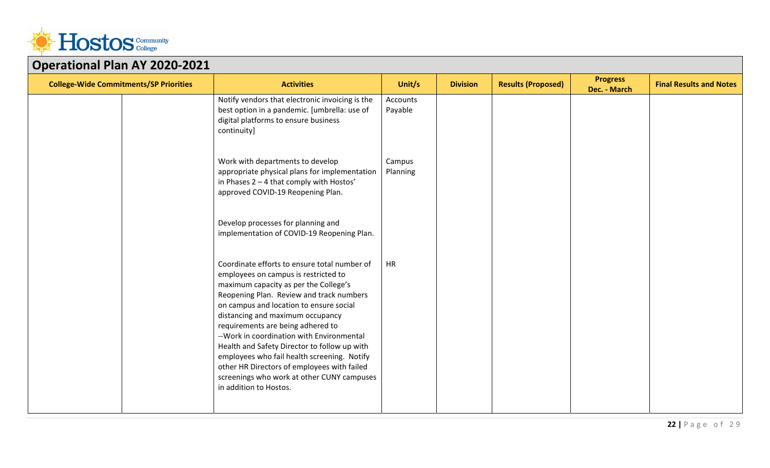## Operational Plan AY 2020-2021

| College-Wide Commitments/SP Priorities | | Activities | Unit/s | Division | Results (Proposed) | Progress Dec. - March | Final Results and Notes |
|---|---|---|---|---|---|---|---|
| | | Notify vendors that electronic invoicing is the best option in a pandemic. [umbrella: use of digital platforms to ensure business continuity] | Accounts Payable | | | | |
| | | Work with departments to develop appropriate physical plans for implementation in Phases 2 – 4 that comply with Hostos' approved COVID-19 Reopening Plan. | Campus Planning | | | | |
| | | Develop processes for planning and implementation of COVID-19 Reopening Plan. | | | | | |
| | | Coordinate efforts to ensure total number of employees on campus is restricted to maximum capacity as per the College's Reopening Plan. Review and track numbers on campus and location to ensure social distancing and maximum occupancy requirements are being adhered to<br>--Work in coordination with Environmental Health and Safety Director to follow up with employees who fail health screening. Notify other HR Directors of employees with failed screenings who work at other CUNY campuses in addition to Hostos. | HR | | | | |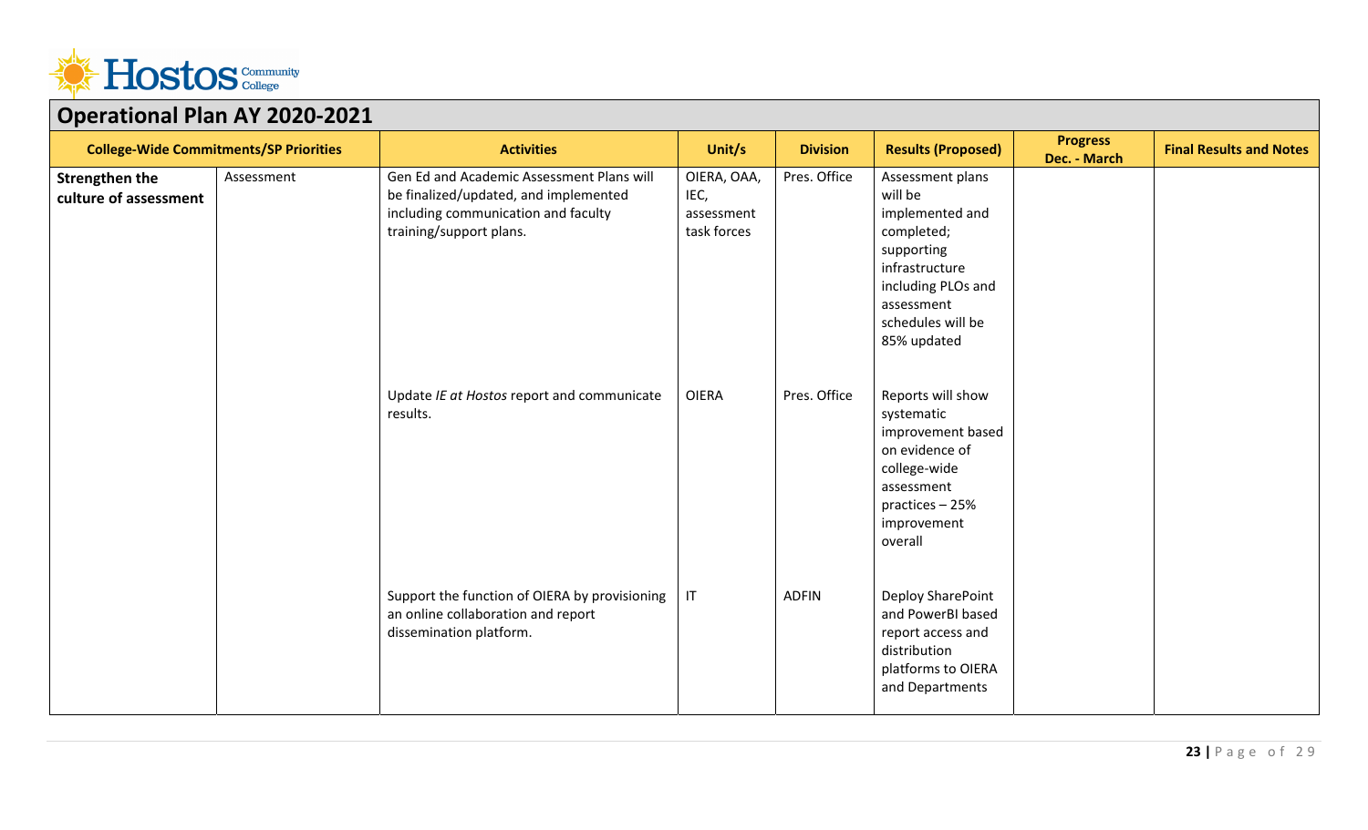## Operational Plan AY 2020-2021

| College-Wide Commitments/SP Priorities | | Activities | Unit/s | Division | Results (Proposed) | Progress Dec. - March | Final Results and Notes |
|---|---|---|---|---|---|---|---|
| **Strengthen the culture of assessment** | Assessment | Gen Ed and Academic Assessment Plans will be finalized/updated, and implemented including communication and faculty training/support plans. | OIERA, OAA, IEC, assessment task forces | Pres. Office | Assessment plans will be implemented and completed; supporting infrastructure including PLOs and assessment schedules will be 85% updated | | |
| | | Update *IE at Hostos* report and communicate results. | OIERA | Pres. Office | Reports will show systematic improvement based on evidence of college-wide assessment practices – 25% improvement overall | | |
| | | Support the function of OIERA by provisioning an online collaboration and report dissemination platform. | IT | ADFIN | Deploy SharePoint and PowerBI based report access and distribution platforms to OIERA and Departments | | |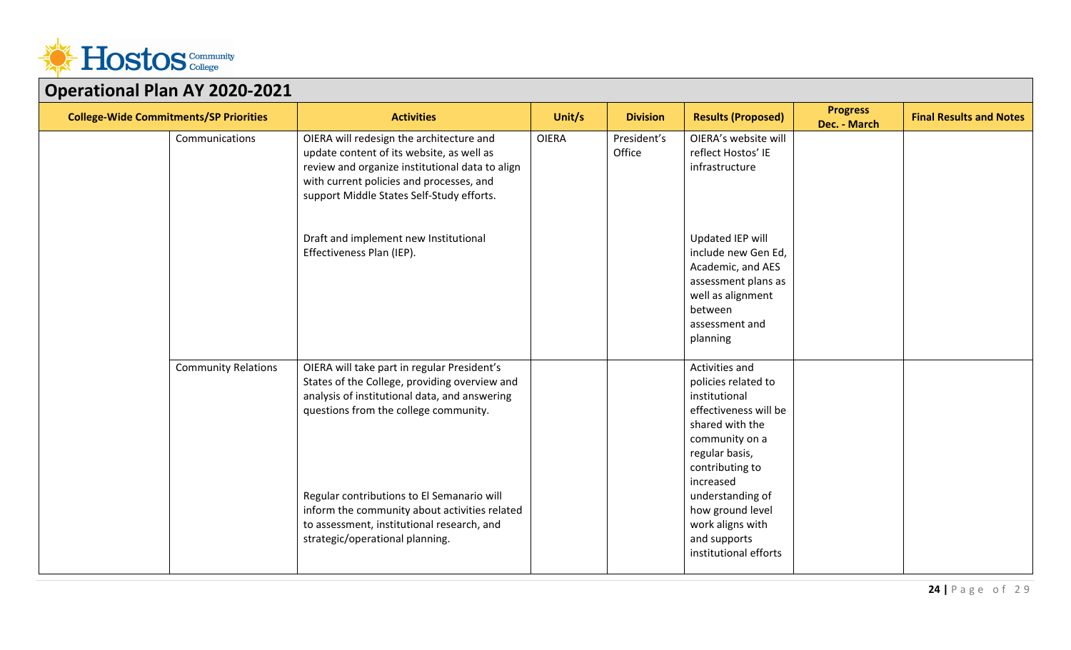## Operational Plan AY 2020-2021

| College-Wide Commitments/SP Priorities | | Activities | Unit/s | Division | Results (Proposed) | Progress Dec. - March | Final Results and Notes |
|---|---|---|---|---|---|---|---|
| | Communications | OIERA will redesign the architecture and update content of its website, as well as review and organize institutional data to align with current policies and processes, and support Middle States Self-Study efforts. | OIERA | President's Office | OIERA's website will reflect Hostos' IE infrastructure | | |
| | | Draft and implement new Institutional Effectiveness Plan (IEP). | | | Updated IEP will include new Gen Ed, Academic, and AES assessment plans as well as alignment between assessment and planning | | |
| | Community Relations | OIERA will take part in regular President's States of the College, providing overview and analysis of institutional data, and answering questions from the college community. | | | Activities and policies related to institutional effectiveness will be shared with the community on a regular basis, contributing to increased understanding of how ground level work aligns with and supports institutional efforts | | |
| | | Regular contributions to El Semanario will inform the community about activities related to assessment, institutional research, and strategic/operational planning. | | | | | |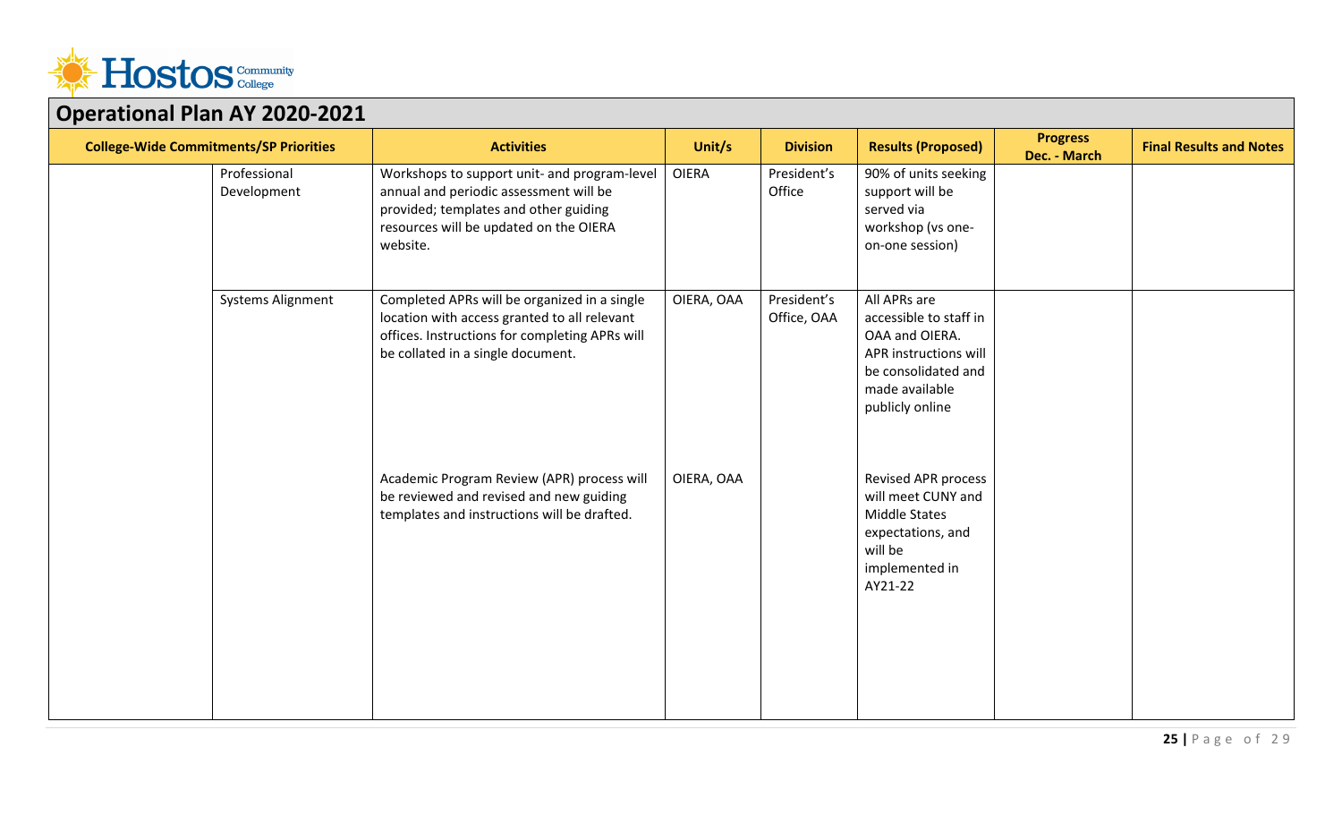## Operational Plan AY 2020-2021

| College-Wide Commitments/SP Priorities | | Activities | Unit/s | Division | Results (Proposed) | Progress Dec. - March | Final Results and Notes |
|---|---|---|---|---|---|---|---|
| | Professional Development | Workshops to support unit- and program-level annual and periodic assessment will be provided; templates and other guiding resources will be updated on the OIERA website. | OIERA | President's Office | 90% of units seeking support will be served via workshop (vs one-on-one session) | | |
| | Systems Alignment | Completed APRs will be organized in a single location with access granted to all relevant offices. Instructions for completing APRs will be collated in a single document. | OIERA, OAA | President's Office, OAA | All APRs are accessible to staff in OAA and OIERA. APR instructions will be consolidated and made available publicly online | | |
| | | Academic Program Review (APR) process will be reviewed and revised and new guiding templates and instructions will be drafted. | OIERA, OAA | | Revised APR process will meet CUNY and Middle States expectations, and will be implemented in AY21-22 | | |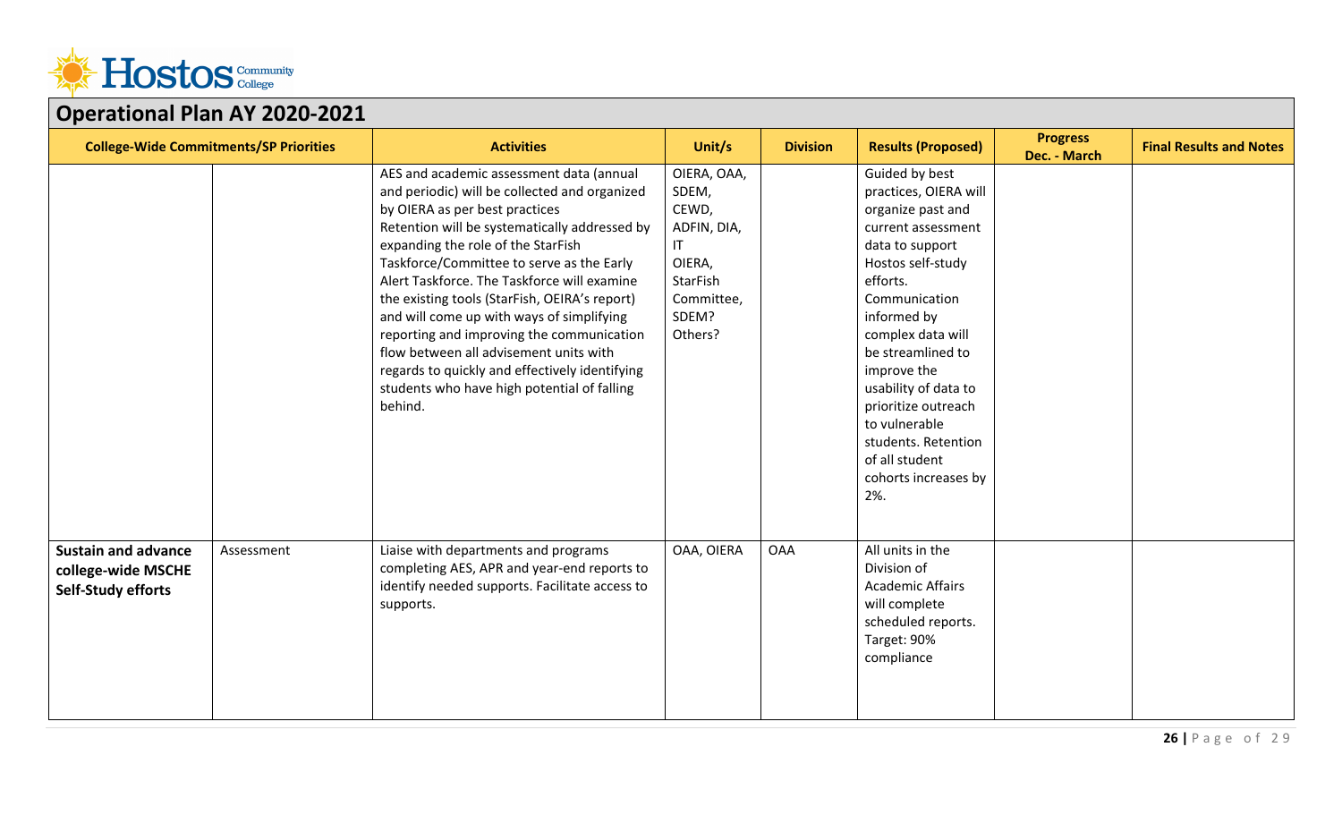## Operational Plan AY 2020-2021

| College-Wide Commitments/SP Priorities | | Activities | Unit/s | Division | Results (Proposed) | Progress Dec. - March | Final Results and Notes |
|---|---|---|---|---|---|---|---|
| | | AES and academic assessment data (annual and periodic) will be collected and organized by OIERA as per best practices<br>Retention will be systematically addressed by expanding the role of the StarFish Taskforce/Committee to serve as the Early Alert Taskforce. The Taskforce will examine the existing tools (StarFish, OIERA's report) and will come up with ways of simplifying reporting and improving the communication flow between all advisement units with regards to quickly and effectively identifying students who have high potential of falling behind. | OIERA, OAA, SDEM, CEWD, ADFIN, DIA, IT<br>OIERA, StarFish Committee, SDEM? Others? | | Guided by best practices, OIERA will organize past and current assessment data to support Hostos self-study efforts.<br>Communication informed by complex data will be streamlined to improve the usability of data to prioritize outreach to vulnerable students. Retention of all student cohorts increases by 2%. | | |
| **Sustain and advance college-wide MSCHE Self-Study efforts** | Assessment | Liaise with departments and programs completing AES, APR and year-end reports to identify needed supports. Facilitate access to supports. | OAA, OIERA | OAA | All units in the Division of Academic Affairs will complete scheduled reports. Target: 90% compliance | | |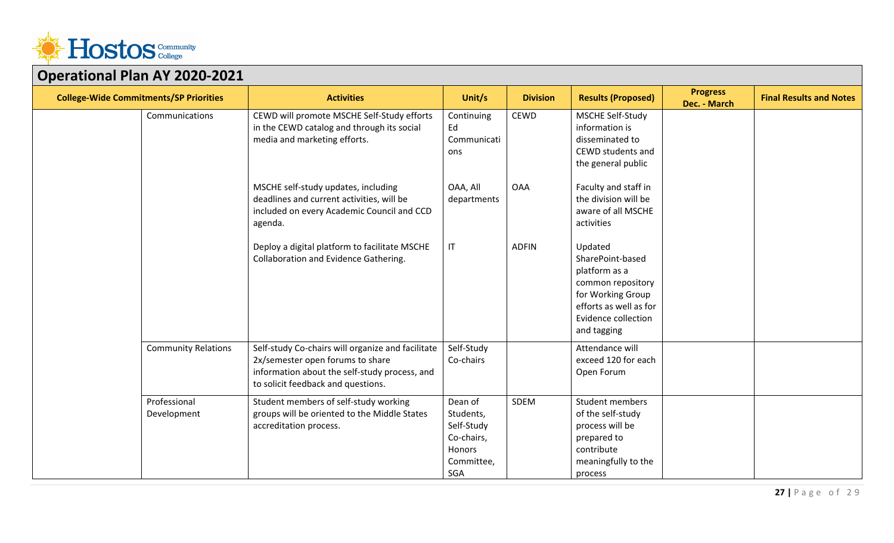## Operational Plan AY 2020-2021

| College-Wide Commitments/SP Priorities | | Activities | Unit/s | Division | Results (Proposed) | Progress Dec. - March | Final Results and Notes |
|---|---|---|---|---|---|---|---|
| | Communications | CEWD will promote MSCHE Self-Study efforts in the CEWD catalog and through its social media and marketing efforts. | Continuing Ed Communications | CEWD | MSCHE Self-Study information is disseminated to CEWD students and the general public | | |
| | | MSCHE self-study updates, including deadlines and current activities, will be included on every Academic Council and CCD agenda. | OAA, All departments | OAA | Faculty and staff in the division will be aware of all MSCHE activities | | |
| | | Deploy a digital platform to facilitate MSCHE Collaboration and Evidence Gathering. | IT | ADFIN | Updated SharePoint-based platform as a common repository for Working Group efforts as well as for Evidence collection and tagging | | |
| | Community Relations | Self-study Co-chairs will organize and facilitate 2x/semester open forums to share information about the self-study process, and to solicit feedback and questions. | Self-Study Co-chairs | | Attendance will exceed 120 for each Open Forum | | |
| | Professional Development | Student members of self-study working groups will be oriented to the Middle States accreditation process. | Dean of Students, Self-Study Co-chairs, Honors Committee, SGA | SDEM | Student members of the self-study process will be prepared to contribute meaningfully to the process | | |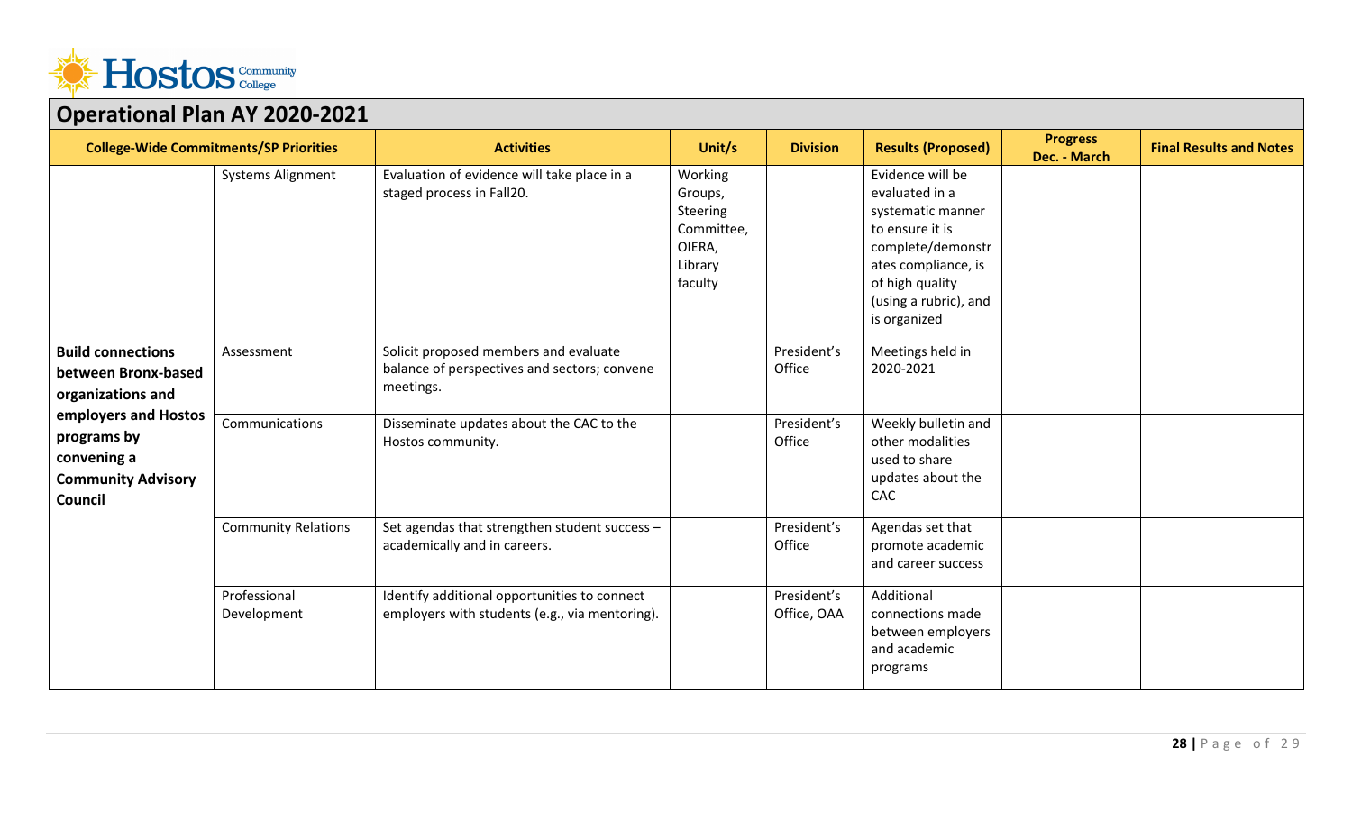## Operational Plan AY 2020-2021

| College-Wide Commitments/SP Priorities | | Activities | Unit/s | Division | Results (Proposed) | Progress Dec. - March | Final Results and Notes |
|---|---|---|---|---|---|---|---|
| | Systems Alignment | Evaluation of evidence will take place in a staged process in Fall20. | Working Groups, Steering Committee, OIERA, Library faculty | | Evidence will be evaluated in a systematic manner to ensure it is complete/demonstrates compliance, is of high quality (using a rubric), and is organized | | |
| **Build connections between Bronx-based organizations and employers and Hostos programs by convening a Community Advisory Council** | Assessment | Solicit proposed members and evaluate balance of perspectives and sectors; convene meetings. | | President's Office | Meetings held in 2020-2021 | | |
| | Communications | Disseminate updates about the CAC to the Hostos community. | | President's Office | Weekly bulletin and other modalities used to share updates about the CAC | | |
| | Community Relations | Set agendas that strengthen student success – academically and in careers. | | President's Office | Agendas set that promote academic and career success | | |
| | Professional Development | Identify additional opportunities to connect employers with students (e.g., via mentoring). | | President's Office, OAA | Additional connections made between employers and academic programs | | |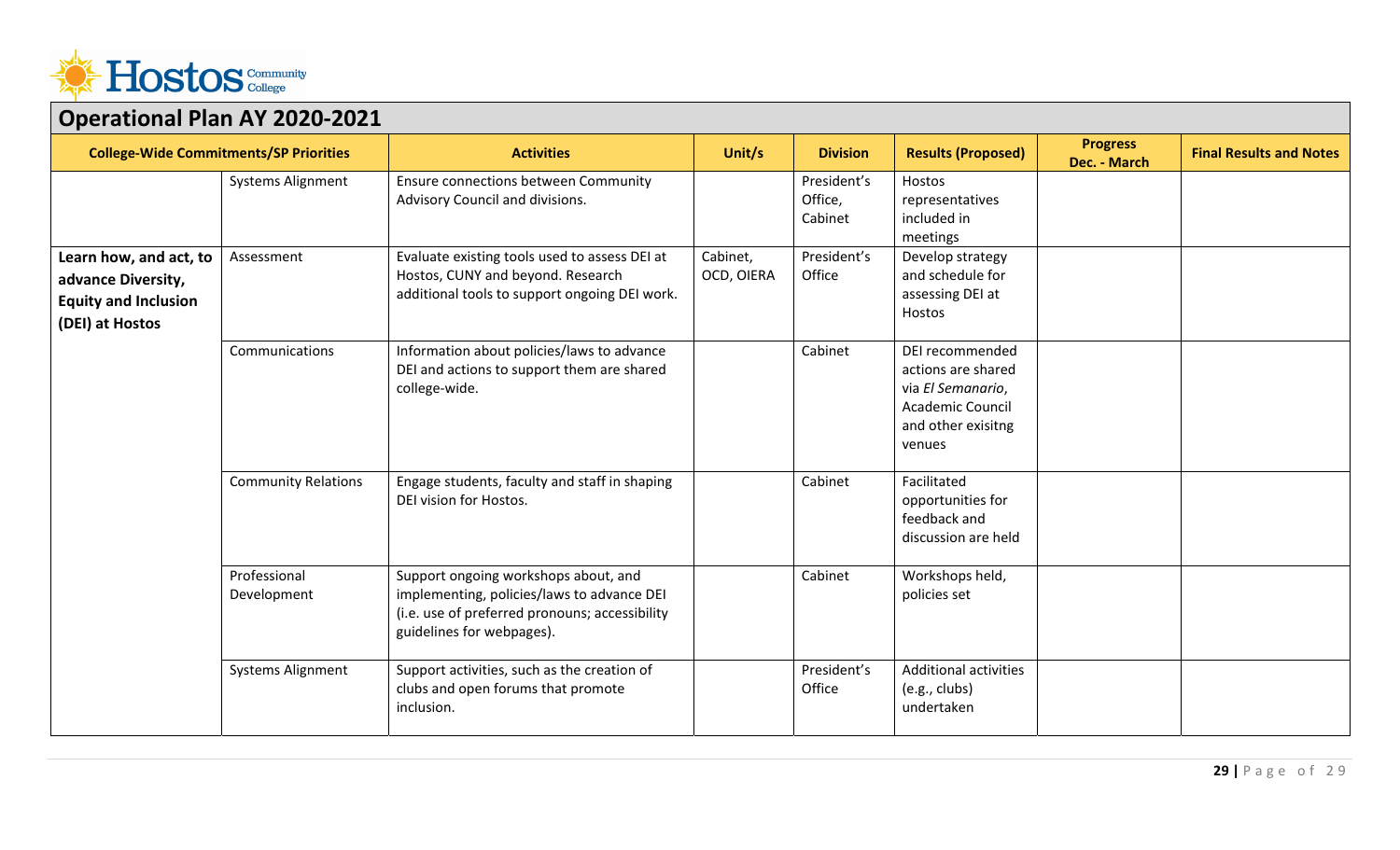## Operational Plan AY 2020-2021

| College-Wide Commitments/SP Priorities | | Activities | Unit/s | Division | Results (Proposed) | Progress Dec. - March | Final Results and Notes |
|---|---|---|---|---|---|---|---|
| | Systems Alignment | Ensure connections between Community Advisory Council and divisions. | | President's Office, Cabinet | Hostos representatives included in meetings | | |
| **Learn how, and act, to advance Diversity, Equity and Inclusion (DEI) at Hostos** | Assessment | Evaluate existing tools used to assess DEI at Hostos, CUNY and beyond. Research additional tools to support ongoing DEI work. | Cabinet, OCD, OIERA | President's Office | Develop strategy and schedule for assessing DEI at Hostos | | |
| | Communications | Information about policies/laws to advance DEI and actions to support them are shared college-wide. | | Cabinet | DEI recommended actions are shared via *El Semanario*, Academic Council and other exisitng venues | | |
| | Community Relations | Engage students, faculty and staff in shaping DEI vision for Hostos. | | Cabinet | Facilitated opportunities for feedback and discussion are held | | |
| | Professional Development | Support ongoing workshops about, and implementing, policies/laws to advance DEI (i.e. use of preferred pronouns; accessibility guidelines for webpages). | | Cabinet | Workshops held, policies set | | |
| | Systems Alignment | Support activities, such as the creation of clubs and open forums that promote inclusion. | | President's Office | Additional activities (e.g., clubs) undertaken | | |